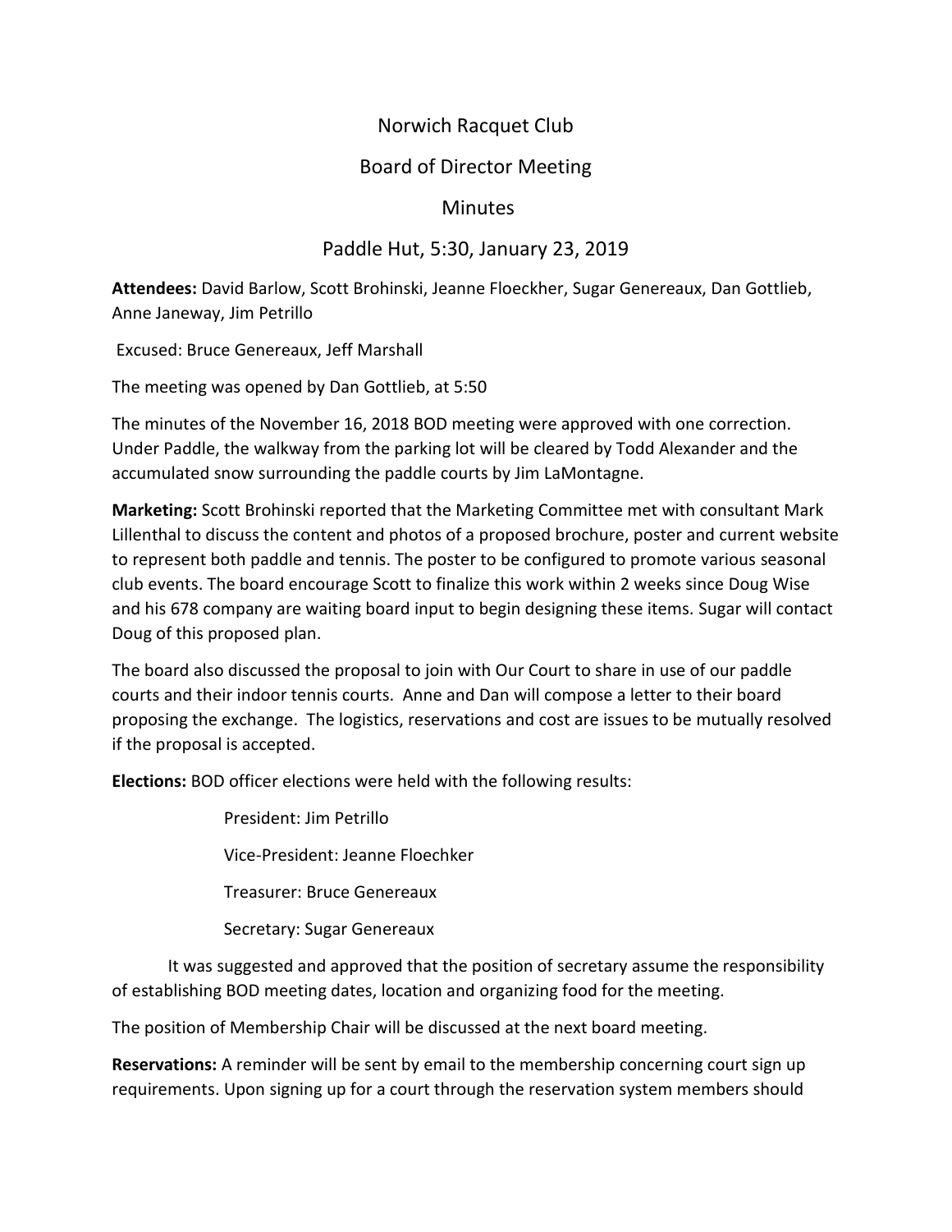# Norwich Racquet Club

## Board of Director Meeting

## Minutes

## Paddle Hut, 5:30, January 23, 2019

**Attendees:** David Barlow, Scott Brohinski, Jeanne Floeckher, Sugar Genereaux, Dan Gottlieb, Anne Janeway, Jim Petrillo

Excused: Bruce Genereaux, Jeff Marshall

The meeting was opened by Dan Gottlieb, at 5:50

The minutes of the November 16, 2018 BOD meeting were approved with one correction. Under Paddle, the walkway from the parking lot will be cleared by Todd Alexander and the accumulated snow surrounding the paddle courts by Jim LaMontagne.

**Marketing:** Scott Brohinski reported that the Marketing Committee met with consultant Mark Lillenthal to discuss the content and photos of a proposed brochure, poster and current website to represent both paddle and tennis. The poster to be configured to promote various seasonal club events. The board encourage Scott to finalize this work within 2 weeks since Doug Wise and his 678 company are waiting board input to begin designing these items. Sugar will contact Doug of this proposed plan.

The board also discussed the proposal to join with Our Court to share in use of our paddle courts and their indoor tennis courts. Anne and Dan will compose a letter to their board proposing the exchange. The logistics, reservations and cost are issues to be mutually resolved if the proposal is accepted.

**Elections:** BOD officer elections were held with the following results:

President: Jim Petrillo

Vice-President: Jeanne Floechker

Treasurer: Bruce Genereaux

Secretary: Sugar Genereaux

It was suggested and approved that the position of secretary assume the responsibility of establishing BOD meeting dates, location and organizing food for the meeting.

The position of Membership Chair will be discussed at the next board meeting.

**Reservations:** A reminder will be sent by email to the membership concerning court sign up requirements. Upon signing up for a court through the reservation system members should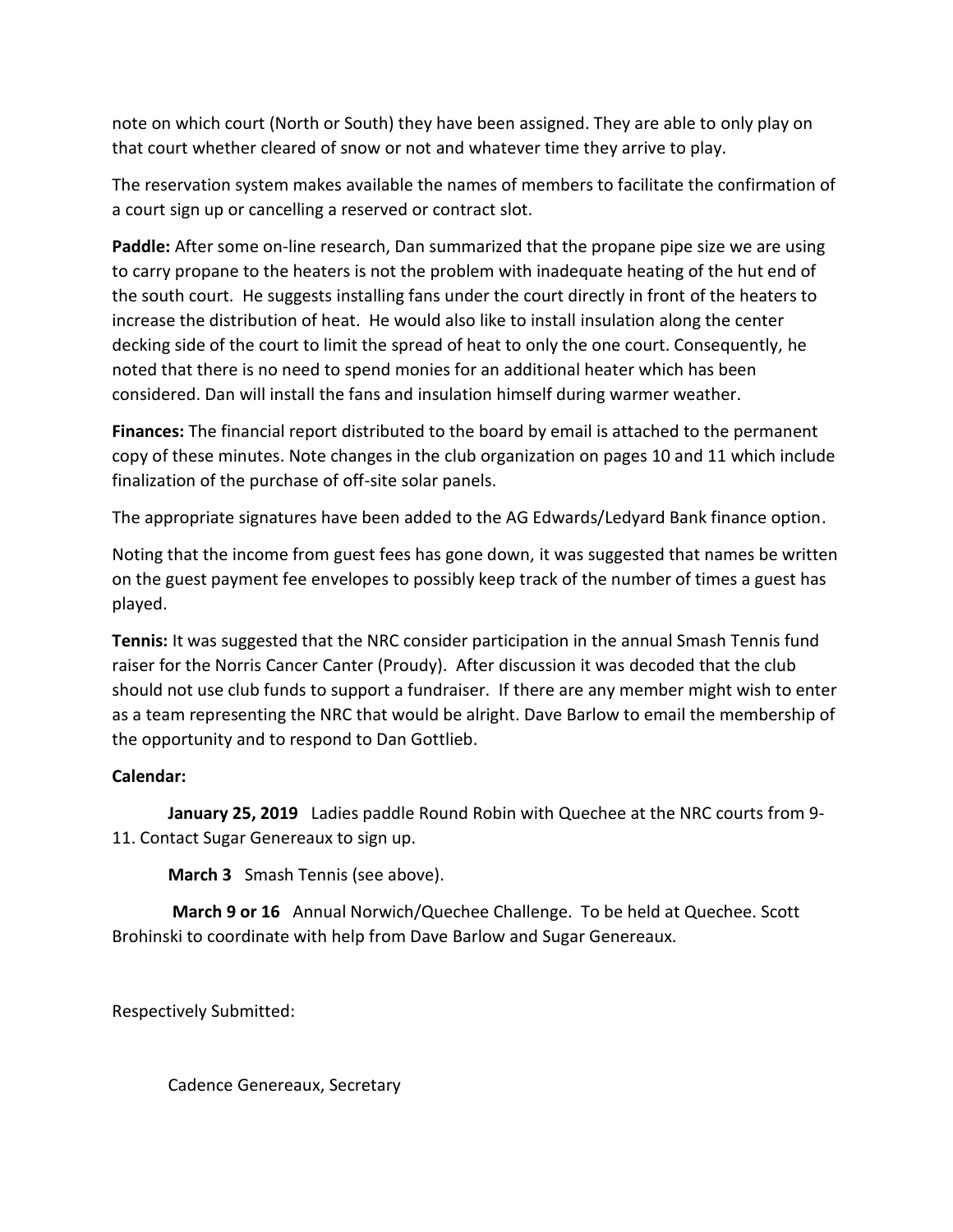note on which court (North or South) they have been assigned. They are able to only play on that court whether cleared of snow or not and whatever time they arrive to play.

The reservation system makes available the names of members to facilitate the confirmation of a court sign up or cancelling a reserved or contract slot.

**Paddle:** After some on-line research, Dan summarized that the propane pipe size we are using to carry propane to the heaters is not the problem with inadequate heating of the hut end of the south court. He suggests installing fans under the court directly in front of the heaters to increase the distribution of heat. He would also like to install insulation along the center decking side of the court to limit the spread of heat to only the one court. Consequently, he noted that there is no need to spend monies for an additional heater which has been considered. Dan will install the fans and insulation himself during warmer weather.

**Finances:** The financial report distributed to the board by email is attached to the permanent copy of these minutes. Note changes in the club organization on pages 10 and 11 which include finalization of the purchase of off-site solar panels.

The appropriate signatures have been added to the AG Edwards/Ledyard Bank finance option.

Noting that the income from guest fees has gone down, it was suggested that names be written on the guest payment fee envelopes to possibly keep track of the number of times a guest has played.

**Tennis:** It was suggested that the NRC consider participation in the annual Smash Tennis fund raiser for the Norris Cancer Canter (Proudy). After discussion it was decoded that the club should not use club funds to support a fundraiser. If there are any member might wish to enter as a team representing the NRC that would be alright. Dave Barlow to email the membership of the opportunity and to respond to Dan Gottlieb.

**Calendar:**

**January 25, 2019** Ladies paddle Round Robin with Quechee at the NRC courts from 9-11. Contact Sugar Genereaux to sign up.

**March 3** Smash Tennis (see above).

**March 9 or 16** Annual Norwich/Quechee Challenge. To be held at Quechee. Scott Brohinski to coordinate with help from Dave Barlow and Sugar Genereaux.

Respectively Submitted:

Cadence Genereaux, Secretary